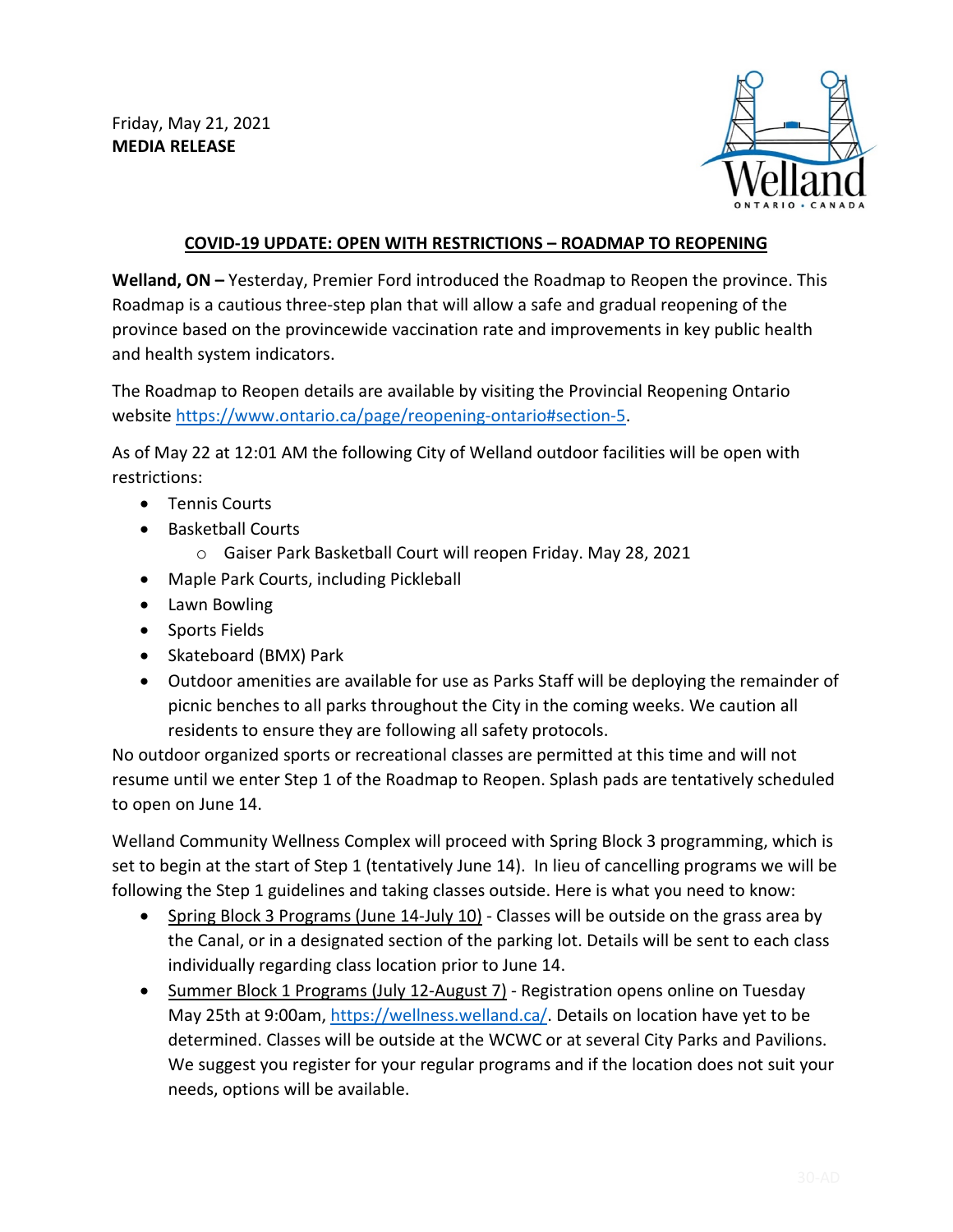Friday, May 21, 2021
**MEDIA RELEASE**

## COVID-19 UPDATE: OPEN WITH RESTRICTIONS – ROADMAP TO REOPENING

**Welland, ON –** Yesterday, Premier Ford introduced the Roadmap to Reopen the province. This Roadmap is a cautious three-step plan that will allow a safe and gradual reopening of the province based on the provincewide vaccination rate and improvements in key public health and health system indicators.

The Roadmap to Reopen details are available by visiting the Provincial Reopening Ontario website https://www.ontario.ca/page/reopening-ontario#section-5.

As of May 22 at 12:01 AM the following City of Welland outdoor facilities will be open with restrictions:

- Tennis Courts
- Basketball Courts
  - Gaiser Park Basketball Court will reopen Friday. May 28, 2021
- Maple Park Courts, including Pickleball
- Lawn Bowling
- Sports Fields
- Skateboard (BMX) Park
- Outdoor amenities are available for use as Parks Staff will be deploying the remainder of picnic benches to all parks throughout the City in the coming weeks. We caution all residents to ensure they are following all safety protocols.

No outdoor organized sports or recreational classes are permitted at this time and will not resume until we enter Step 1 of the Roadmap to Reopen. Splash pads are tentatively scheduled to open on June 14.

Welland Community Wellness Complex will proceed with Spring Block 3 programming, which is set to begin at the start of Step 1 (tentatively June 14). In lieu of cancelling programs we will be following the Step 1 guidelines and taking classes outside. Here is what you need to know:

- Spring Block 3 Programs (June 14-July 10) - Classes will be outside on the grass area by the Canal, or in a designated section of the parking lot. Details will be sent to each class individually regarding class location prior to June 14.
- Summer Block 1 Programs (July 12-August 7) - Registration opens online on Tuesday May 25th at 9:00am, https://wellness.welland.ca/. Details on location have yet to be determined. Classes will be outside at the WCWC or at several City Parks and Pavilions. We suggest you register for your regular programs and if the location does not suit your needs, options will be available.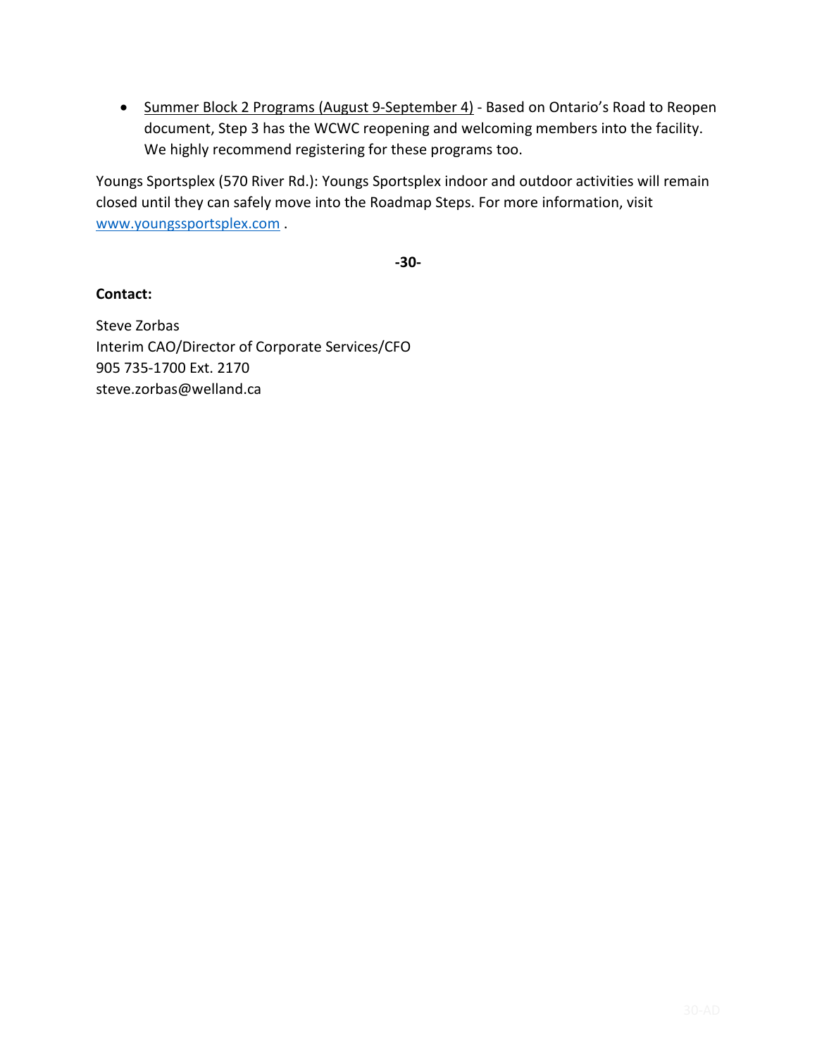- Summer Block 2 Programs (August 9-September 4) - Based on Ontario's Road to Reopen document, Step 3 has the WCWC reopening and welcoming members into the facility. We highly recommend registering for these programs too.

Youngs Sportsplex (570 River Rd.): Youngs Sportsplex indoor and outdoor activities will remain closed until they can safely move into the Roadmap Steps. For more information, visit www.youngssportsplex.com .

**-30-**

**Contact:**

Steve Zorbas
Interim CAO/Director of Corporate Services/CFO
905 735-1700 Ext. 2170
steve.zorbas@welland.ca